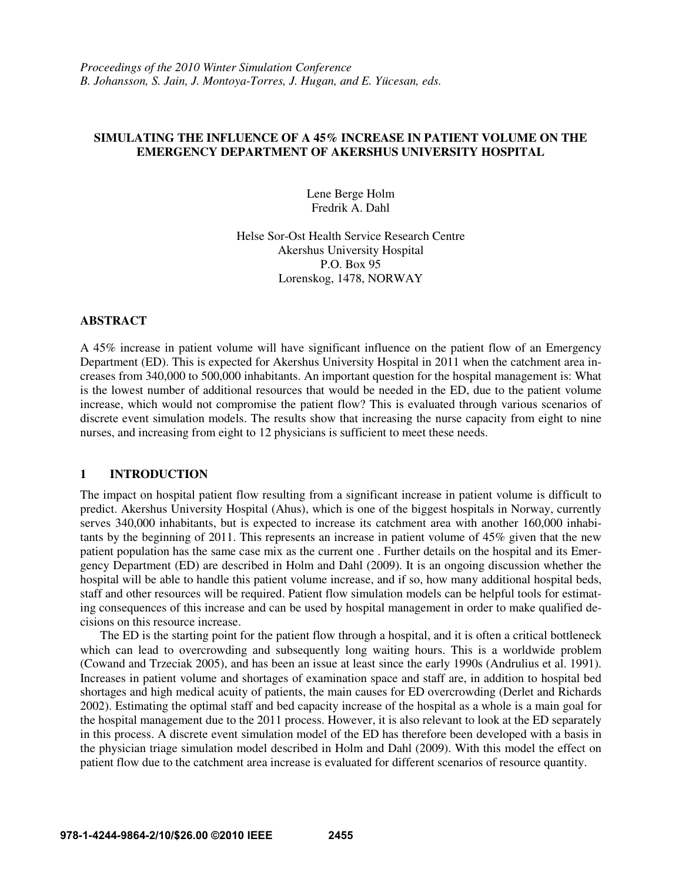*Proceedings of the 2010 Winter Simulation Conference*
*B. Johansson, S. Jain, J. Montoya-Torres, J. Hugan, and E. Yücesan, eds.*

# SIMULATING THE INFLUENCE OF A 45% INCREASE IN PATIENT VOLUME ON THE EMERGENCY DEPARTMENT OF AKERSHUS UNIVERSITY HOSPITAL

Lene Berge Holm
Fredrik A. Dahl

Helse Sor-Ost Health Service Research Centre
Akershus University Hospital
P.O. Box 95
Lorenskog, 1478, NORWAY

## ABSTRACT

A 45% increase in patient volume will have significant influence on the patient flow of an Emergency Department (ED). This is expected for Akershus University Hospital in 2011 when the catchment area increases from 340,000 to 500,000 inhabitants. An important question for the hospital management is: What is the lowest number of additional resources that would be needed in the ED, due to the patient volume increase, which would not compromise the patient flow? This is evaluated through various scenarios of discrete event simulation models. The results show that increasing the nurse capacity from eight to nine nurses, and increasing from eight to 12 physicians is sufficient to meet these needs.

## 1 INTRODUCTION

The impact on hospital patient flow resulting from a significant increase in patient volume is difficult to predict. Akershus University Hospital (Ahus), which is one of the biggest hospitals in Norway, currently serves 340,000 inhabitants, but is expected to increase its catchment area with another 160,000 inhabitants by the beginning of 2011. This represents an increase in patient volume of 45% given that the new patient population has the same case mix as the current one . Further details on the hospital and its Emergency Department (ED) are described in Holm and Dahl (2009). It is an ongoing discussion whether the hospital will be able to handle this patient volume increase, and if so, how many additional hospital beds, staff and other resources will be required. Patient flow simulation models can be helpful tools for estimating consequences of this increase and can be used by hospital management in order to make qualified decisions on this resource increase.

The ED is the starting point for the patient flow through a hospital, and it is often a critical bottleneck which can lead to overcrowding and subsequently long waiting hours. This is a worldwide problem (Cowand and Trzeciak 2005), and has been an issue at least since the early 1990s (Andrulius et al. 1991). Increases in patient volume and shortages of examination space and staff are, in addition to hospital bed shortages and high medical acuity of patients, the main causes for ED overcrowding (Derlet and Richards 2002). Estimating the optimal staff and bed capacity increase of the hospital as a whole is a main goal for the hospital management due to the 2011 process. However, it is also relevant to look at the ED separately in this process. A discrete event simulation model of the ED has therefore been developed with a basis in the physician triage simulation model described in Holm and Dahl (2009). With this model the effect on patient flow due to the catchment area increase is evaluated for different scenarios of resource quantity.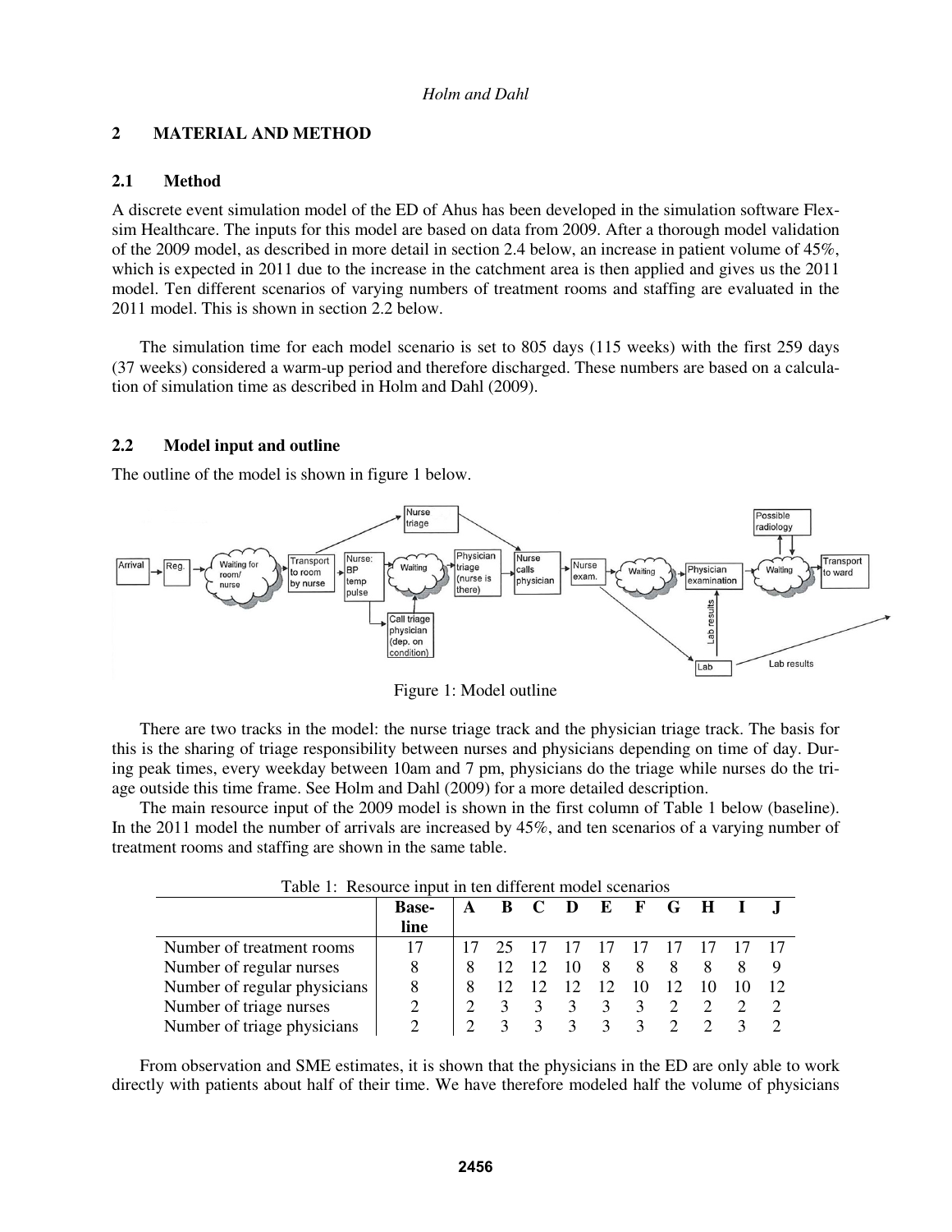## 2 MATERIAL AND METHOD

### 2.1 Method

A discrete event simulation model of the ED of Ahus has been developed in the simulation software Flexsim Healthcare. The inputs for this model are based on data from 2009. After a thorough model validation of the 2009 model, as described in more detail in section 2.4 below, an increase in patient volume of 45%, which is expected in 2011 due to the increase in the catchment area is then applied and gives us the 2011 model. Ten different scenarios of varying numbers of treatment rooms and staffing are evaluated in the 2011 model. This is shown in section 2.2 below.

The simulation time for each model scenario is set to 805 days (115 weeks) with the first 259 days (37 weeks) considered a warm-up period and therefore discharged. These numbers are based on a calculation of simulation time as described in Holm and Dahl (2009).

### 2.2 Model input and outline

The outline of the model is shown in figure 1 below.

Figure 1: Model outline

There are two tracks in the model: the nurse triage track and the physician triage track. The basis for this is the sharing of triage responsibility between nurses and physicians depending on time of day. During peak times, every weekday between 10am and 7 pm, physicians do the triage while nurses do the triage outside this time frame. See Holm and Dahl (2009) for a more detailed description.

The main resource input of the 2009 model is shown in the first column of Table 1 below (baseline). In the 2011 model the number of arrivals are increased by 45%, and ten scenarios of a varying number of treatment rooms and staffing are shown in the same table.

Table 1: Resource input in ten different model scenarios

| | Baseline | A | B | C | D | E | F | G | H | I | J |
|---|---|---|---|---|---|---|---|---|---|---|---|
| Number of treatment rooms | 17 | 17 | 25 | 17 | 17 | 17 | 17 | 17 | 17 | 17 | 17 |
| Number of regular nurses | 8 | 8 | 12 | 12 | 10 | 8 | 8 | 8 | 8 | 8 | 9 |
| Number of regular physicians | 8 | 8 | 12 | 12 | 12 | 12 | 10 | 12 | 10 | 10 | 12 |
| Number of triage nurses | 2 | 2 | 3 | 3 | 3 | 3 | 3 | 2 | 2 | 2 | 2 |
| Number of triage physicians | 2 | 2 | 3 | 3 | 3 | 3 | 3 | 2 | 2 | 3 | 2 |

From observation and SME estimates, it is shown that the physicians in the ED are only able to work directly with patients about half of their time. We have therefore modeled half the volume of physicians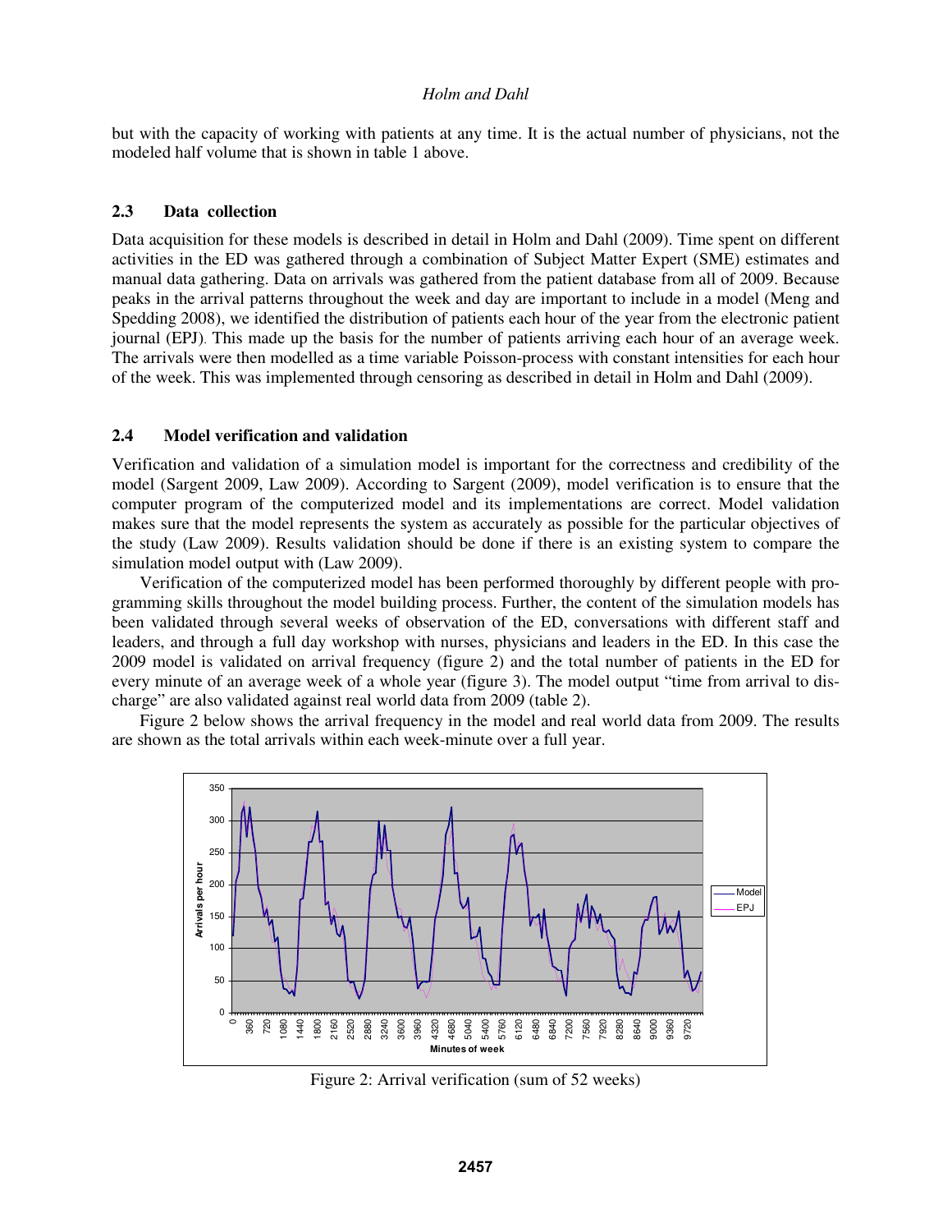but with the capacity of working with patients at any time. It is the actual number of physicians, not the modeled half volume that is shown in table 1 above.

### 2.3 Data collection

Data acquisition for these models is described in detail in Holm and Dahl (2009). Time spent on different activities in the ED was gathered through a combination of Subject Matter Expert (SME) estimates and manual data gathering. Data on arrivals was gathered from the patient database from all of 2009. Because peaks in the arrival patterns throughout the week and day are important to include in a model (Meng and Spedding 2008), we identified the distribution of patients each hour of the year from the electronic patient journal (EPJ). This made up the basis for the number of patients arriving each hour of an average week. The arrivals were then modelled as a time variable Poisson-process with constant intensities for each hour of the week. This was implemented through censoring as described in detail in Holm and Dahl (2009).

### 2.4 Model verification and validation

Verification and validation of a simulation model is important for the correctness and credibility of the model (Sargent 2009, Law 2009). According to Sargent (2009), model verification is to ensure that the computer program of the computerized model and its implementations are correct. Model validation makes sure that the model represents the system as accurately as possible for the particular objectives of the study (Law 2009). Results validation should be done if there is an existing system to compare the simulation model output with (Law 2009).

Verification of the computerized model has been performed thoroughly by different people with programming skills throughout the model building process. Further, the content of the simulation models has been validated through several weeks of observation of the ED, conversations with different staff and leaders, and through a full day workshop with nurses, physicians and leaders in the ED. In this case the 2009 model is validated on arrival frequency (figure 2) and the total number of patients in the ED for every minute of an average week of a whole year (figure 3). The model output "time from arrival to discharge" are also validated against real world data from 2009 (table 2).

Figure 2 below shows the arrival frequency in the model and real world data from 2009. The results are shown as the total arrivals within each week-minute over a full year.

Figure 2: Arrival verification (sum of 52 weeks)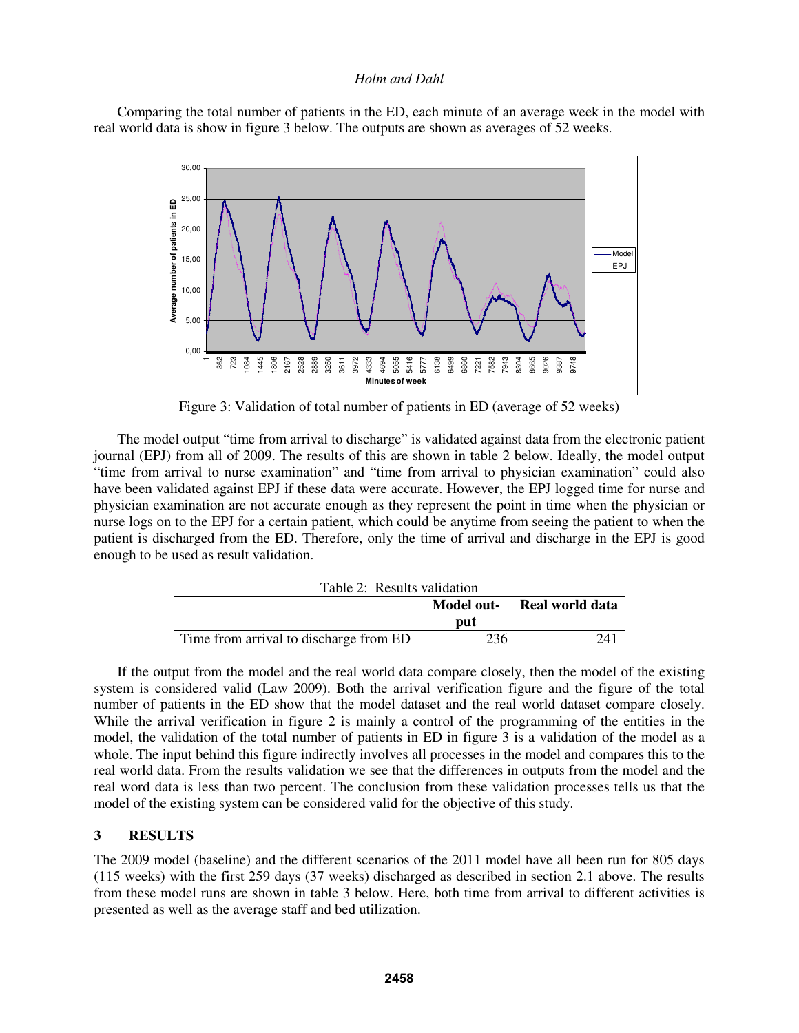Comparing the total number of patients in the ED, each minute of an average week in the model with real world data is show in figure 3 below. The outputs are shown as averages of 52 weeks.

Figure 3: Validation of total number of patients in ED (average of 52 weeks)

The model output "time from arrival to discharge" is validated against data from the electronic patient journal (EPJ) from all of 2009. The results of this are shown in table 2 below. Ideally, the model output "time from arrival to nurse examination" and "time from arrival to physician examination" could also have been validated against EPJ if these data were accurate. However, the EPJ logged time for nurse and physician examination are not accurate enough as they represent the point in time when the physician or nurse logs on to the EPJ for a certain patient, which could be anytime from seeing the patient to when the patient is discharged from the ED. Therefore, only the time of arrival and discharge in the EPJ is good enough to be used as result validation.

Table 2: Results validation

| | **Model output** | **Real world data** |
|---|---|---|
| Time from arrival to discharge from ED | 236 | 241 |

If the output from the model and the real world data compare closely, then the model of the existing system is considered valid (Law 2009). Both the arrival verification figure and the figure of the total number of patients in the ED show that the model dataset and the real world dataset compare closely. While the arrival verification in figure 2 is mainly a control of the programming of the entities in the model, the validation of the total number of patients in ED in figure 3 is a validation of the model as a whole. The input behind this figure indirectly involves all processes in the model and compares this to the real world data. From the results validation we see that the differences in outputs from the model and the real word data is less than two percent. The conclusion from these validation processes tells us that the model of the existing system can be considered valid for the objective of this study.

## 3 RESULTS

The 2009 model (baseline) and the different scenarios of the 2011 model have all been run for 805 days (115 weeks) with the first 259 days (37 weeks) discharged as described in section 2.1 above. The results from these model runs are shown in table 3 below. Here, both time from arrival to different activities is presented as well as the average staff and bed utilization.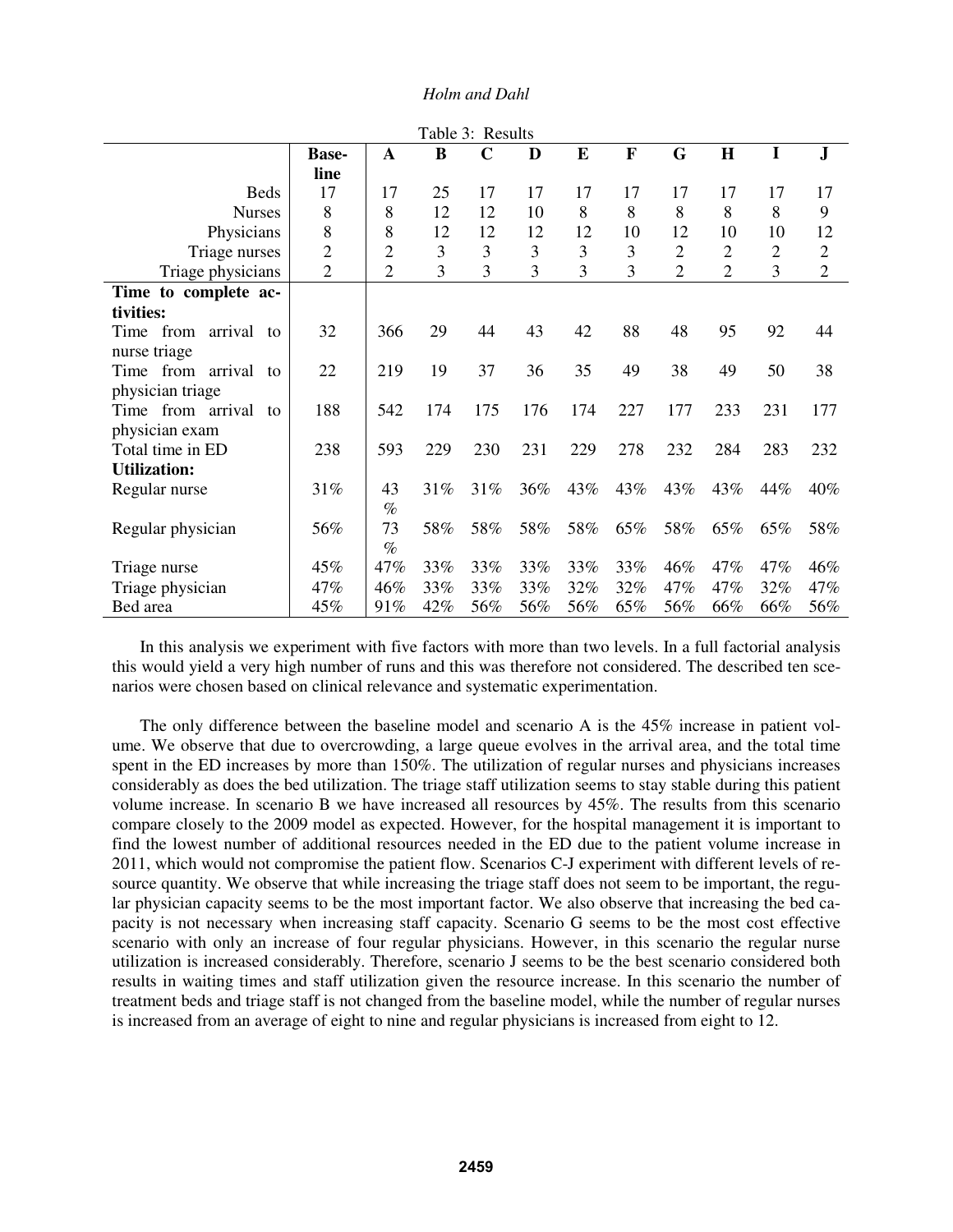Table 3: Results

| | Baseline | A | B | C | D | E | F | G | H | I | J |
|---|---|---|---|---|---|---|---|---|---|---|---|
| Beds | 17 | 17 | 25 | 17 | 17 | 17 | 17 | 17 | 17 | 17 | 17 |
| Nurses | 8 | 8 | 12 | 12 | 10 | 8 | 8 | 8 | 8 | 8 | 9 |
| Physicians | 8 | 8 | 12 | 12 | 12 | 12 | 10 | 12 | 10 | 10 | 12 |
| Triage nurses | 2 | 2 | 3 | 3 | 3 | 3 | 3 | 2 | 2 | 2 | 2 |
| Triage physicians | 2 | 2 | 3 | 3 | 3 | 3 | 3 | 2 | 2 | 3 | 2 |
| **Time to complete activities:** | | | | | | | | | | | |
| Time from arrival to nurse triage | 32 | 366 | 29 | 44 | 43 | 42 | 88 | 48 | 95 | 92 | 44 |
| Time from arrival to physician triage | 22 | 219 | 19 | 37 | 36 | 35 | 49 | 38 | 49 | 50 | 38 |
| Time from arrival to physician exam | 188 | 542 | 174 | 175 | 176 | 174 | 227 | 177 | 233 | 231 | 177 |
| Total time in ED | 238 | 593 | 229 | 230 | 231 | 229 | 278 | 232 | 284 | 283 | 232 |
| **Utilization:** | | | | | | | | | | | |
| Regular nurse | 31% | 43 % | 31% | 31% | 36% | 43% | 43% | 43% | 43% | 44% | 40% |
| Regular physician | 56% | 73 % | 58% | 58% | 58% | 58% | 65% | 58% | 65% | 65% | 58% |
| Triage nurse | 45% | 47% | 33% | 33% | 33% | 33% | 33% | 46% | 47% | 47% | 46% |
| Triage physician | 47% | 46% | 33% | 33% | 33% | 32% | 32% | 47% | 47% | 32% | 47% |
| Bed area | 45% | 91% | 42% | 56% | 56% | 56% | 65% | 56% | 66% | 66% | 56% |

In this analysis we experiment with five factors with more than two levels. In a full factorial analysis this would yield a very high number of runs and this was therefore not considered. The described ten scenarios were chosen based on clinical relevance and systematic experimentation.

The only difference between the baseline model and scenario A is the 45% increase in patient volume. We observe that due to overcrowding, a large queue evolves in the arrival area, and the total time spent in the ED increases by more than 150%. The utilization of regular nurses and physicians increases considerably as does the bed utilization. The triage staff utilization seems to stay stable during this patient volume increase. In scenario B we have increased all resources by 45%. The results from this scenario compare closely to the 2009 model as expected. However, for the hospital management it is important to find the lowest number of additional resources needed in the ED due to the patient volume increase in 2011, which would not compromise the patient flow. Scenarios C-J experiment with different levels of resource quantity. We observe that while increasing the triage staff does not seem to be important, the regular physician capacity seems to be the most important factor. We also observe that increasing the bed capacity is not necessary when increasing staff capacity. Scenario G seems to be the most cost effective scenario with only an increase of four regular physicians. However, in this scenario the regular nurse utilization is increased considerably. Therefore, scenario J seems to be the best scenario considered both results in waiting times and staff utilization given the resource increase. In this scenario the number of treatment beds and triage staff is not changed from the baseline model, while the number of regular nurses is increased from an average of eight to nine and regular physicians is increased from eight to 12.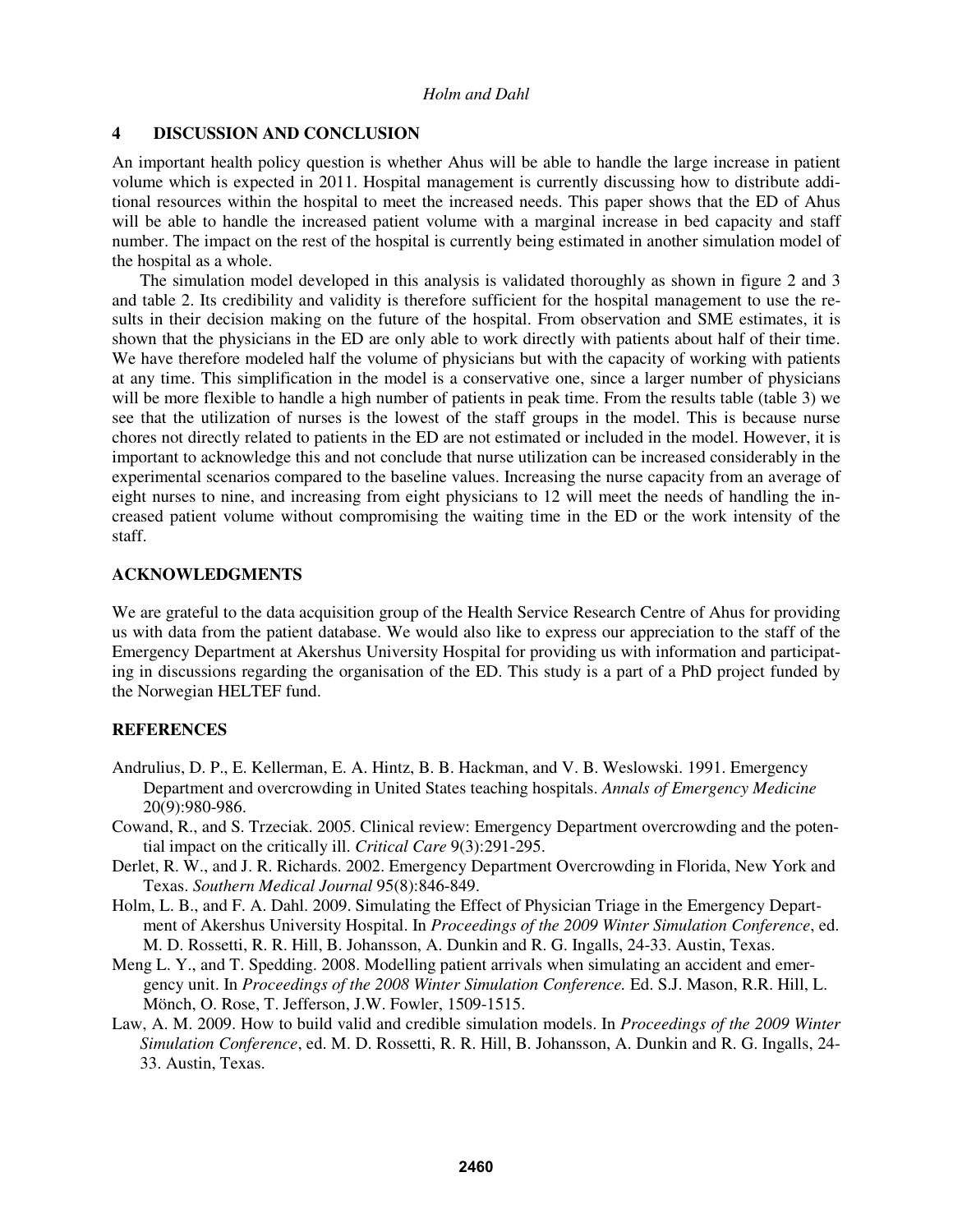## 4 DISCUSSION AND CONCLUSION

An important health policy question is whether Ahus will be able to handle the large increase in patient volume which is expected in 2011. Hospital management is currently discussing how to distribute additional resources within the hospital to meet the increased needs. This paper shows that the ED of Ahus will be able to handle the increased patient volume with a marginal increase in bed capacity and staff number. The impact on the rest of the hospital is currently being estimated in another simulation model of the hospital as a whole.

The simulation model developed in this analysis is validated thoroughly as shown in figure 2 and 3 and table 2. Its credibility and validity is therefore sufficient for the hospital management to use the results in their decision making on the future of the hospital. From observation and SME estimates, it is shown that the physicians in the ED are only able to work directly with patients about half of their time. We have therefore modeled half the volume of physicians but with the capacity of working with patients at any time. This simplification in the model is a conservative one, since a larger number of physicians will be more flexible to handle a high number of patients in peak time. From the results table (table 3) we see that the utilization of nurses is the lowest of the staff groups in the model. This is because nurse chores not directly related to patients in the ED are not estimated or included in the model. However, it is important to acknowledge this and not conclude that nurse utilization can be increased considerably in the experimental scenarios compared to the baseline values. Increasing the nurse capacity from an average of eight nurses to nine, and increasing from eight physicians to 12 will meet the needs of handling the increased patient volume without compromising the waiting time in the ED or the work intensity of the staff.

## ACKNOWLEDGMENTS

We are grateful to the data acquisition group of the Health Service Research Centre of Ahus for providing us with data from the patient database. We would also like to express our appreciation to the staff of the Emergency Department at Akershus University Hospital for providing us with information and participating in discussions regarding the organisation of the ED. This study is a part of a PhD project funded by the Norwegian HELTEF fund.

## REFERENCES

Andrulius, D. P., E. Kellerman, E. A. Hintz, B. B. Hackman, and V. B. Weslowski. 1991. Emergency Department and overcrowding in United States teaching hospitals. *Annals of Emergency Medicine* 20(9):980-986.

Cowand, R., and S. Trzeciak. 2005. Clinical review: Emergency Department overcrowding and the potential impact on the critically ill. *Critical Care* 9(3):291-295.

Derlet, R. W., and J. R. Richards. 2002. Emergency Department Overcrowding in Florida, New York and Texas. *Southern Medical Journal* 95(8):846-849.

Holm, L. B., and F. A. Dahl. 2009. Simulating the Effect of Physician Triage in the Emergency Department of Akershus University Hospital. In *Proceedings of the 2009 Winter Simulation Conference*, ed. M. D. Rossetti, R. R. Hill, B. Johansson, A. Dunkin and R. G. Ingalls, 24-33. Austin, Texas.

Meng L. Y., and T. Spedding. 2008. Modelling patient arrivals when simulating an accident and emergency unit. In *Proceedings of the 2008 Winter Simulation Conference.* Ed. S.J. Mason, R.R. Hill, L. Mönch, O. Rose, T. Jefferson, J.W. Fowler, 1509-1515.

Law, A. M. 2009. How to build valid and credible simulation models. In *Proceedings of the 2009 Winter Simulation Conference*, ed. M. D. Rossetti, R. R. Hill, B. Johansson, A. Dunkin and R. G. Ingalls, 24-33. Austin, Texas.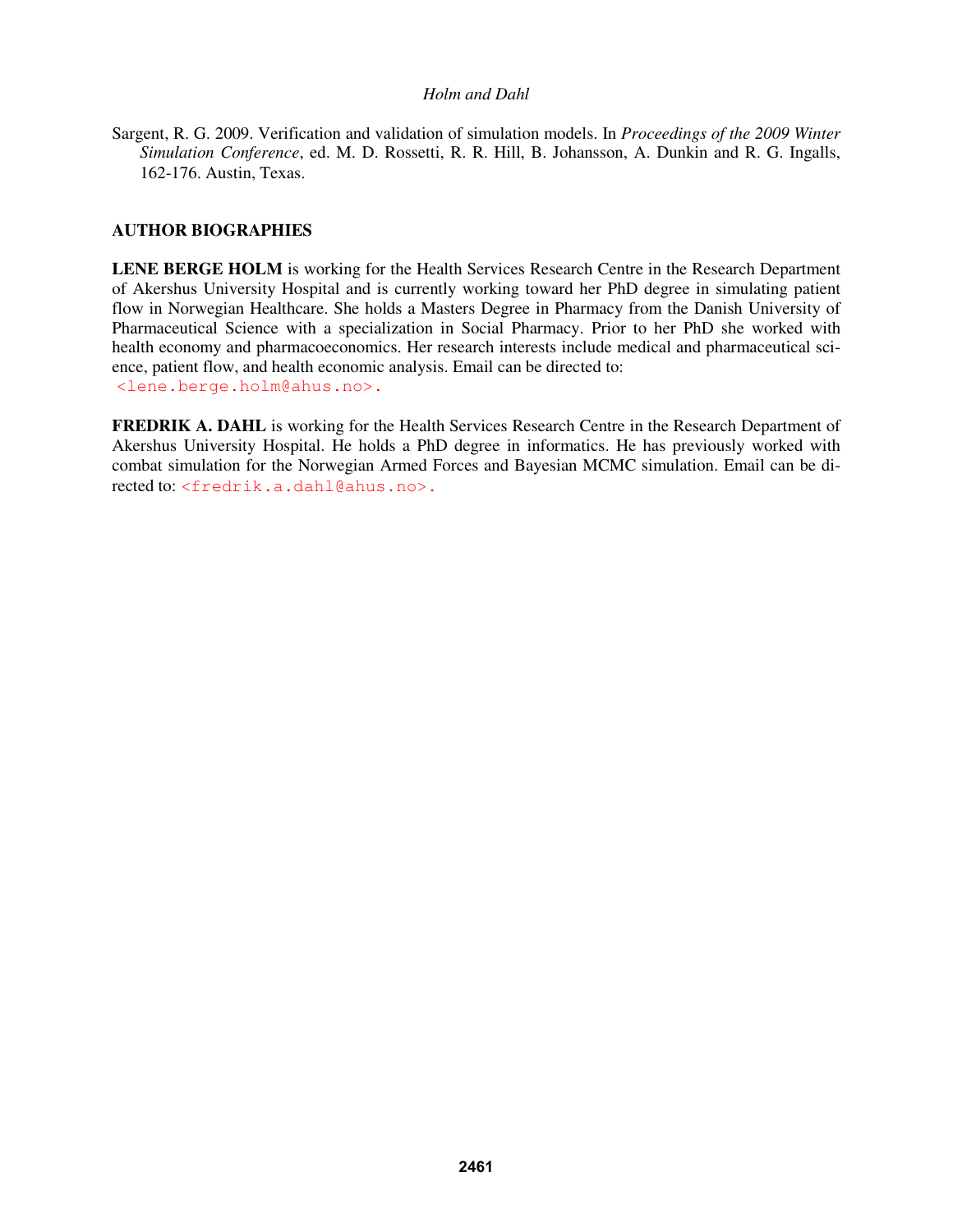Sargent, R. G. 2009. Verification and validation of simulation models. In *Proceedings of the 2009 Winter Simulation Conference*, ed. M. D. Rossetti, R. R. Hill, B. Johansson, A. Dunkin and R. G. Ingalls, 162-176. Austin, Texas.

## AUTHOR BIOGRAPHIES

**LENE BERGE HOLM** is working for the Health Services Research Centre in the Research Department of Akershus University Hospital and is currently working toward her PhD degree in simulating patient flow in Norwegian Healthcare. She holds a Masters Degree in Pharmacy from the Danish University of Pharmaceutical Science with a specialization in Social Pharmacy. Prior to her PhD she worked with health economy and pharmacoeconomics. Her research interests include medical and pharmaceutical science, patient flow, and health economic analysis. Email can be directed to: <lene.berge.holm@ahus.no>.

**FREDRIK A. DAHL** is working for the Health Services Research Centre in the Research Department of Akershus University Hospital. He holds a PhD degree in informatics. He has previously worked with combat simulation for the Norwegian Armed Forces and Bayesian MCMC simulation. Email can be directed to: <fredrik.a.dahl@ahus.no>.